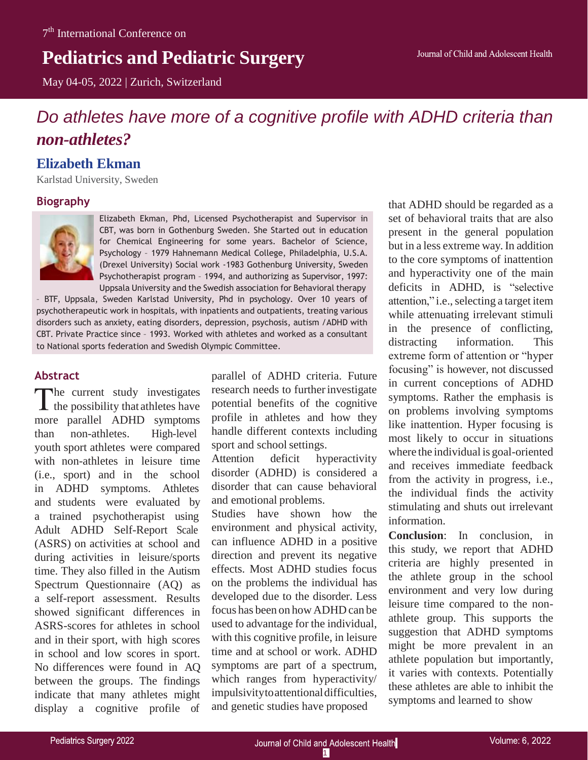7th International Conference on

# Pediatrics and Pediatric Surgery

May 04-05, 2022 | Zurich, Switzerland

## *Do athletes have more of a cognitive profile with ADHD criteria than non-athletes?*

### Elizabeth Ekman

Karlstad University, Sweden

### Biography

Elizabeth Ekman, Phd, Licensed Psychotherapist and Supervisor in CBT, was born in Gothenburg Sweden. She Started out in education for Chemical Engineering for some years. Bachelor of Science, Psychology – 1979 Hahnemann Medical College, Philadelphia, U.S.A. (Drexel University) Social work -1983 Gothenburg University, Sweden Psychotherapist program – 1994, and authorizing as Supervisor, 1997: Uppsala University and the Swedish association for Behavioral therapy – BTF, Uppsala, Sweden Karlstad University, Phd in psychology. Over 10 years of psychotherapeutic work in hospitals, with inpatients and outpatients, treating various disorders such as anxiety, eating disorders, depression, psychosis, autism /ADHD with CBT. Private Practice since – 1993. Worked with athletes and worked as a consultant to National sports federation and Swedish Olympic Committee.

### Abstract

The current study investigates the possibility that athletes have more parallel ADHD symptoms than non-athletes. High-level youth sport athletes were compared with non-athletes in leisure time (i.e., sport) and in the school in ADHD symptoms. Athletes and students were evaluated by a trained psychotherapist using Adult ADHD Self-Report Scale (ASRS) on activities at school and during activities in leisure/sports time. They also filled in the Autism Spectrum Questionnaire (AQ) as a self-report assessment. Results showed significant differences in ASRS-scores for athletes in school and in their sport, with high scores in school and low scores in sport. No differences were found in AQ between the groups. The findings indicate that many athletes might display a cognitive profile of parallel of ADHD criteria. Future research needs to further investigate potential benefits of the cognitive profile in athletes and how they handle different contexts including sport and school settings.

Attention deficit hyperactivity disorder (ADHD) is considered a disorder that can cause behavioral and emotional problems.

Studies have shown how the environment and physical activity, can influence ADHD in a positive direction and prevent its negative effects. Most ADHD studies focus on the problems the individual has developed due to the disorder. Less focus has been on how ADHD can be used to advantage for the individual, with this cognitive profile, in leisure time and at school or work. ADHD symptoms are part of a spectrum, which ranges from hyperactivity/ impulsivity to attentional difficulties, and genetic studies have proposed that ADHD should be regarded as a set of behavioral traits that are also present in the general population but in a less extreme way. In addition to the core symptoms of inattention and hyperactivity one of the main deficits in ADHD, is "selective attention," i.e., selecting a target item while attenuating irrelevant stimuli in the presence of conflicting, distracting information. This extreme form of attention or "hyper focusing" is however, not discussed in current conceptions of ADHD symptoms. Rather the emphasis is on problems involving symptoms like inattention. Hyper focusing is most likely to occur in situations where the individual is goal-oriented and receives immediate feedback from the activity in progress, i.e., the individual finds the activity stimulating and shuts out irrelevant information.

**Conclusion**: In conclusion, in this study, we report that ADHD criteria are highly presented in the athlete group in the school environment and very low during leisure time compared to the non-athlete group. This supports the suggestion that ADHD symptoms might be more prevalent in an athlete population but importantly, it varies with contexts. Potentially these athletes are able to inhibit the symptoms and learned to show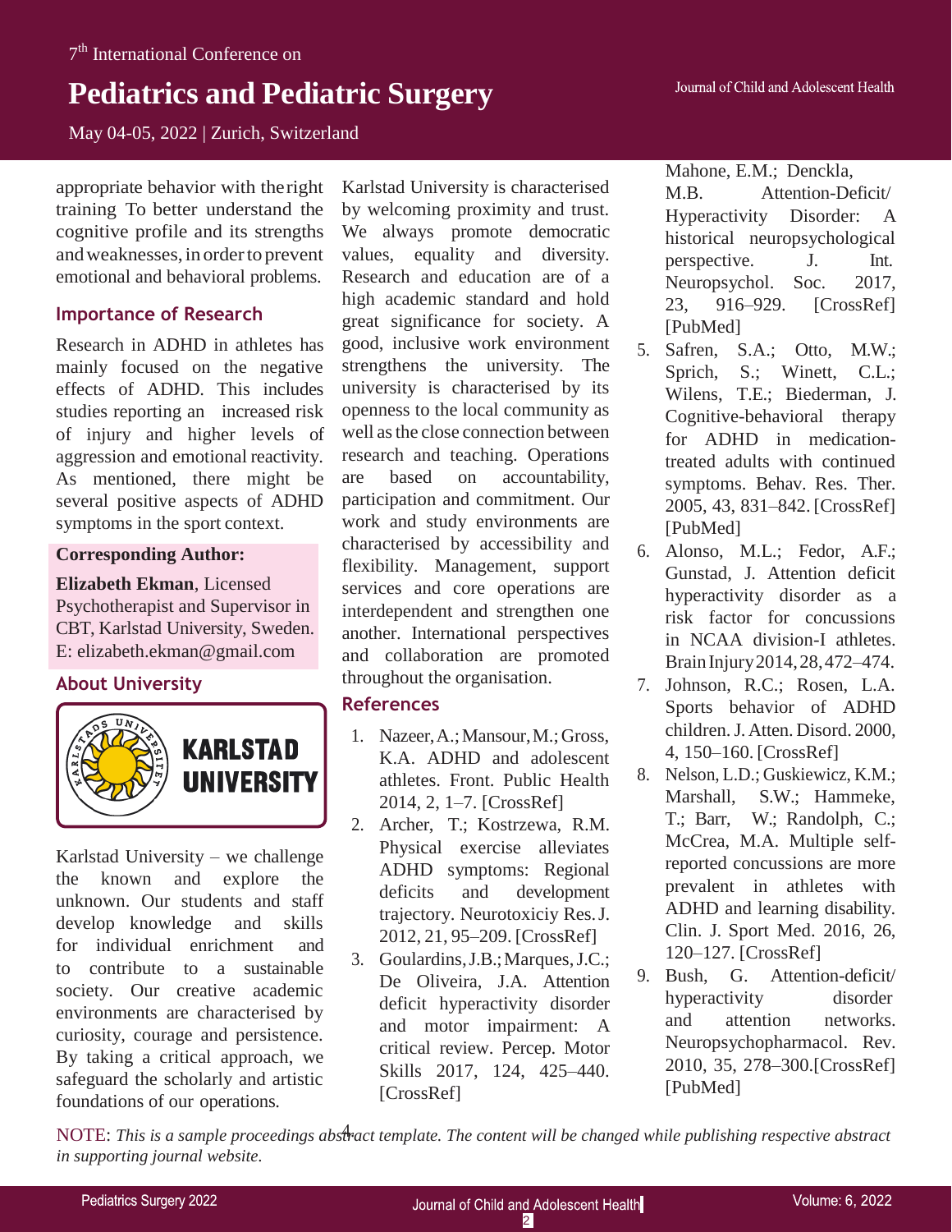appropriate behavior with the right training To better understand the cognitive profile and its strengths and weaknesses, in order to prevent emotional and behavioral problems.

## Importance of Research

Research in ADHD in athletes has mainly focused on the negative effects of ADHD. This includes studies reporting an increased risk of injury and higher levels of aggression and emotional reactivity. As mentioned, there might be several positive aspects of ADHD symptoms in the sport context.

**Corresponding Author:**

**Elizabeth Ekman**, Licensed Psychotherapist and Supervisor in CBT, Karlstad University, Sweden.
E: elizabeth.ekman@gmail.com

## About University

KARLSTAD UNIVERSITY

Karlstad University – we challenge the known and explore the unknown. Our students and staff develop knowledge and skills for individual enrichment and to contribute to a sustainable society. Our creative academic environments are characterised by curiosity, courage and persistence. By taking a critical approach, we safeguard the scholarly and artistic foundations of our operations. Karlstad University is characterised by welcoming proximity and trust. We always promote democratic values, equality and diversity. Research and education are of a high academic standard and hold great significance for society. A good, inclusive work environment strengthens the university. The university is characterised by its openness to the local community as well as the close connection between research and teaching. Operations are based on accountability, participation and commitment. Our work and study environments are characterised by accessibility and flexibility. Management, support services and core operations are interdependent and strengthen one another. International perspectives and collaboration are promoted throughout the organisation.

## References

1. Nazeer, A.; Mansour, M.; Gross, K.A. ADHD and adolescent athletes. Front. Public Health 2014, 2, 1–7. [CrossRef]
2. Archer, T.; Kostrzewa, R.M. Physical exercise alleviates ADHD symptoms: Regional deficits and development trajectory. Neurotoxiciy Res. J. 2012, 21, 95–209. [CrossRef]
3. Goulardins, J.B.; Marques, J.C.; De Oliveira, J.A. Attention deficit hyperactivity disorder and motor impairment: A critical review. Percep. Motor Skills 2017, 124, 425–440. [CrossRef]
4. Mahone, E.M.; Denckla, M.B. Attention-Deficit/ Hyperactivity Disorder: A historical neuropsychological perspective. J. Int. Neuropsychol. Soc. 2017, 23, 916–929. [CrossRef] [PubMed]
5. Safren, S.A.; Otto, M.W.; Sprich, S.; Winett, C.L.; Wilens, T.E.; Biederman, J. Cognitive-behavioral therapy for ADHD in medication-treated adults with continued symptoms. Behav. Res. Ther. 2005, 43, 831–842. [CrossRef] [PubMed]
6. Alonso, M.L.; Fedor, A.F.; Gunstad, J. Attention deficit hyperactivity disorder as a risk factor for concussions in NCAA division-I athletes. Brain Injury 2014, 28, 472–474.
7. Johnson, R.C.; Rosen, L.A. Sports behavior of ADHD children. J. Atten. Disord. 2000, 4, 150–160. [CrossRef]
8. Nelson, L.D.; Guskiewicz, K.M.; Marshall, S.W.; Hammeke, T.; Barr, W.; Randolph, C.; McCrea, M.A. Multiple self-reported concussions are more prevalent in athletes with ADHD and learning disability. Clin. J. Sport Med. 2016, 26, 120–127. [CrossRef]
9. Bush, G. Attention-deficit/ hyperactivity disorder and attention networks. Neuropsychopharmacol. Rev. 2010, 35, 278–300.[CrossRef] [PubMed]

NOTE: *This is a sample proceedings abstract template. The content will be changed while publishing respective abstract in supporting journal website.*